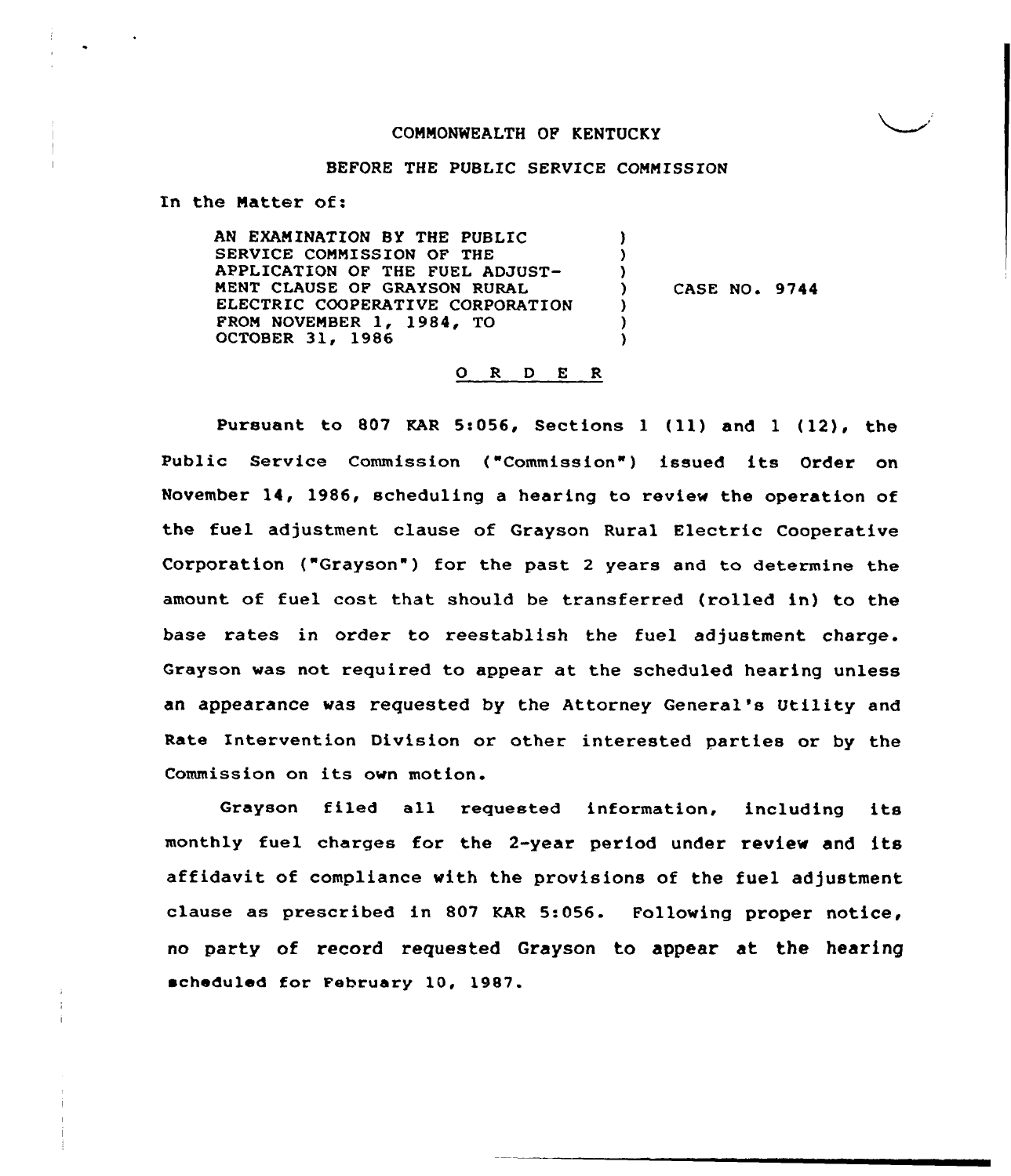COMMONWEALTH OF KENTUCKY

BEFORE THE PUBLIC SERVICE COMMISSION

In the Matter of:

AN EXAMINATION BY THE PUBLIC SERVICE COMMISSION OF THE APPLICATION OF THE FUEL ADJUSTMENT CLAUSE OF GRAYSON RURAL ELECTRIC COOPERATIVE CORPORATION FROM NOVEMBER 1, 1984, TO OCTOBER 31, 1986 ) CASE NO. 9744

O R D E R

Pursuant to 807 KAR 5:056, Sections 1 (11) and 1 (12), the Public Service Commission ("Commission") issued its Order on November 14, 1986, scheduling a hearing to review the operation of the fuel adjustment clause of Grayson Rural Electric Cooperative Corporation ("Grayson") for the past 2 years and to determine the amount of fuel cost that should be transferred (rolled in) to the base rates in order to reestablish the fuel adjustment charge. Grayson was not required to appear at the scheduled hearing unless an appearance was requested by the Attorney General's Utility and Rate Intervention Division or other interested parties or by the Commission on its own motion.

Grayson filed all requested information, including its monthly fuel charges for the 2-year period under review and its affidavit of compliance with the provisions of the fuel adjustment clause as prescribed in 807 KAR 5:056. Following proper notice, no party of record requested Grayson to appear at the hearing scheduled for February 10, 1987.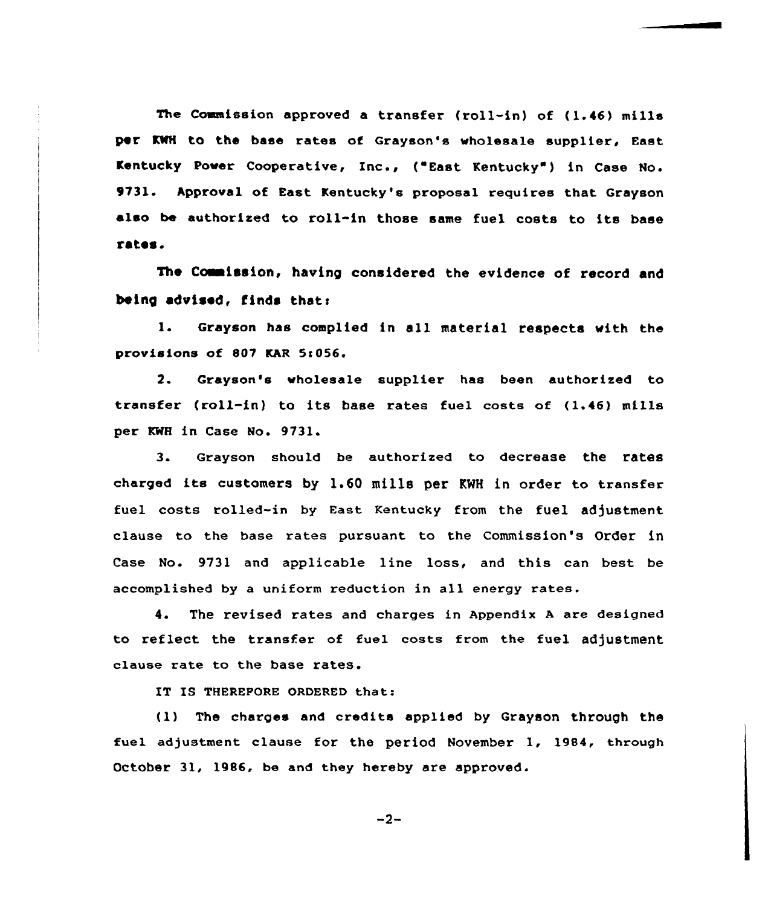The Commission approved a transfer (roll-in) of (1.46) mills per KWH to the base rates of Grayson's wholesale supplier, East Kentucky Power Cooperative, Inc., ("East Kentucky") in Case No. 9731. Approval of East Kentucky's proposal requires that Grayson also be authorized to roll-in those same fuel costs to its base rates.

The Commission, having considered the evidence of record and being advised, finds that:

1. Grayson has complied in all material respects with the provisions of 807 KAR 5:056.

2. Grayson's wholesale supplier has been authorized to transfer (roll-in) to its base rates fuel costs of (1.46) mills per KWH in Case No. 9731.

3. Grayson should be authorized to decrease the rates charged its customers by 1.60 mills per KWH in order to transfer fuel costs rolled-in by East Kentucky from the fuel adjustment clause to the base rates pursuant to the Commission's Order in Case No. 9731 and applicable line loss, and this can best be accomplished by a uniform reduction in all energy rates.

4. The revised rates and charges in Appendix A are designed to reflect the transfer of fuel costs from the fuel adjustment clause rate to the base rates.

IT IS THEREFORE ORDERED that:

(1) The charges and credits applied by Grayson through the fuel adjustment clause for the period November 1, 1984, through October 31, 1986, be and they hereby are approved.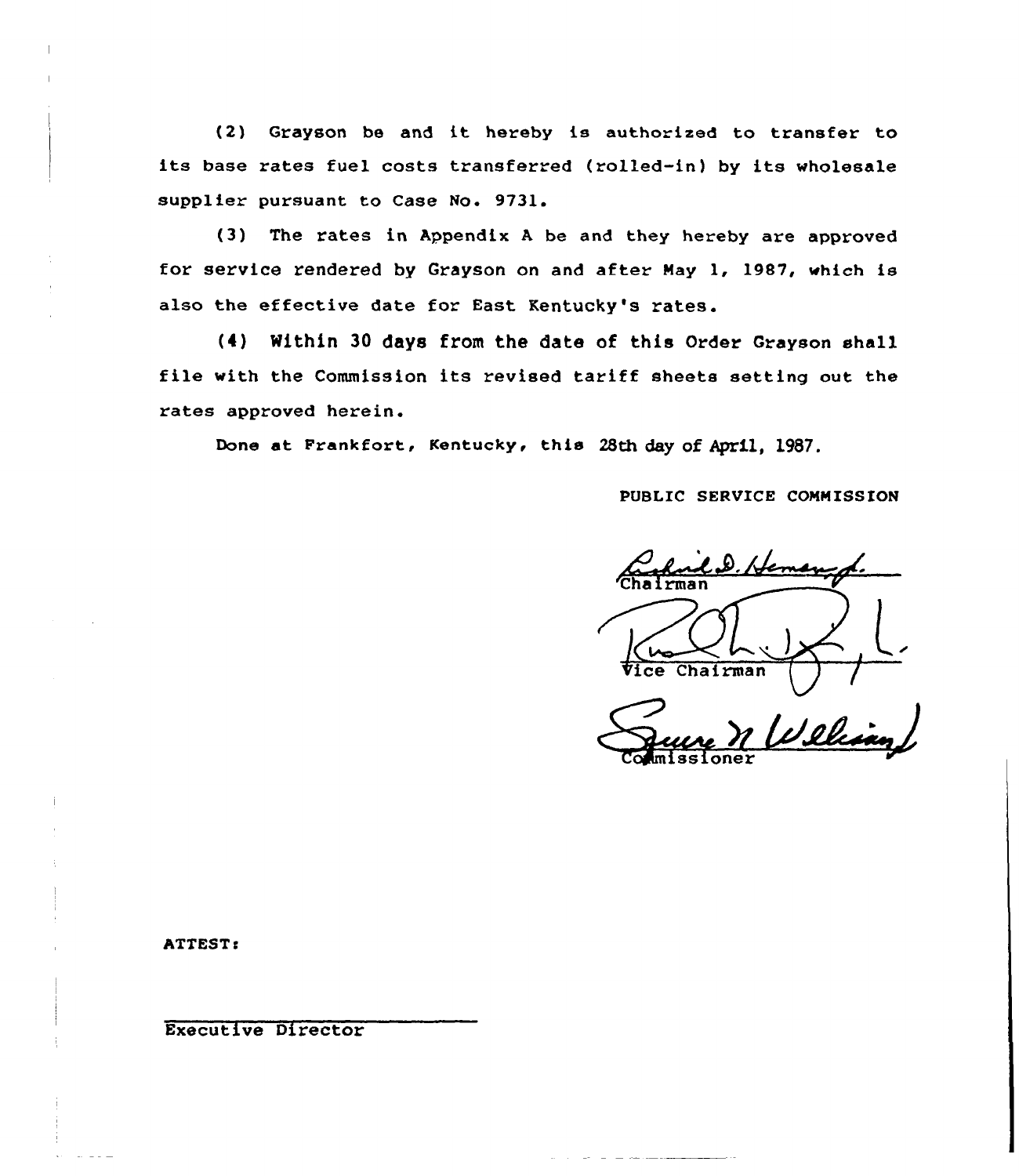(2) Grayson be and it hereby is authorized to transfer to its base rates fuel costs transferred (rolled-in) by its wholesale supplier pursuant to Case No. 9731.

(3) The rates in Appendix A be and they hereby are approved for service rendered by Grayson on and after May 1, 1987, which is also the effective date for East Kentucky's rates.

(4) Within 30 days from the date of this Order Grayson shall file with the Commission its revised tariff sheets setting out the rates approved herein.

Done at Frankfort, Kentucky, this 28th day of April, 1987.

PUBLIC SERVICE COMMISSION

Chairman

Vice Chairman

Commissioner

ATTEST:

Executive Director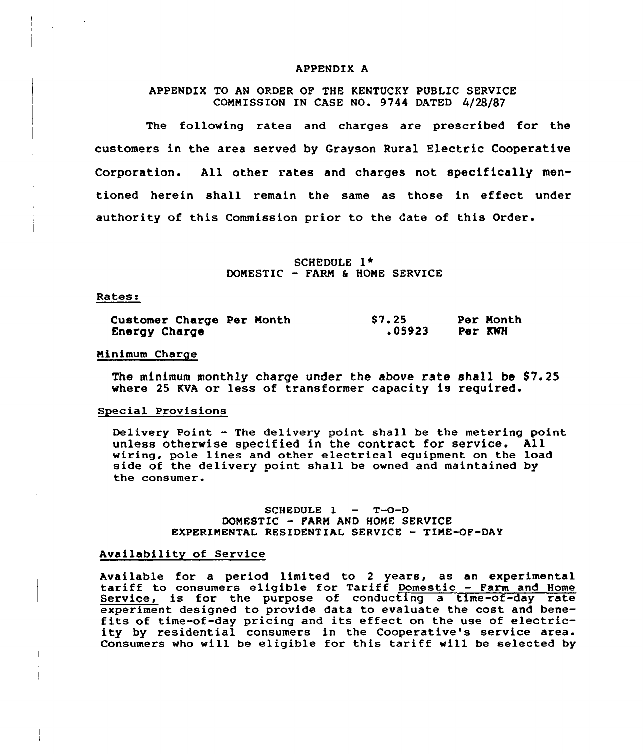# APPENDIX A

## APPENDIX TO AN ORDER OF THE KENTUCKY PUBLIC SERVICE COMMISSION IN CASE NO. 9744 DATED 4/28/87

The following rates and charges are prescribed for the customers in the area served by Grayson Rural Electric Cooperative Corporation. All other rates and charges not specifically mentioned herein shall remain the same as those in effect under authority of this Commission prior to the date of this Order.

### SCHEDULE 1*
### DOMESTIC - FARM & HOME SERVICE

Rates:

| | | |
|---|---|---|
| Customer Charge Per Month | $7.25 | Per Month |
| Energy Charge | .05923 | Per KWH |

Minimum Charge

The minimum monthly charge under the above rate shall be $7.25 where 25 KVA or less of transformer capacity is required.

Special Provisions

Delivery Point - The delivery point shall be the metering point unless otherwise specified in the contract for service. All wiring, pole lines and other electrical equipment on the load side of the delivery point shall be owned and maintained by the consumer.

### SCHEDULE 1 - T-O-D
### DOMESTIC - FARM AND HOME SERVICE
### EXPERIMENTAL RESIDENTIAL SERVICE - TIME-OF-DAY

Availability of Service

Available for a period limited to 2 years, as an experimental tariff to consumers eligible for Tariff Domestic - Farm and Home Service, is for the purpose of conducting a time-of-day rate experiment designed to provide data to evaluate the cost and benefits of time-of-day pricing and its effect on the use of electricity by residential consumers in the Cooperative's service area. Consumers who will be eligible for this tariff will be selected by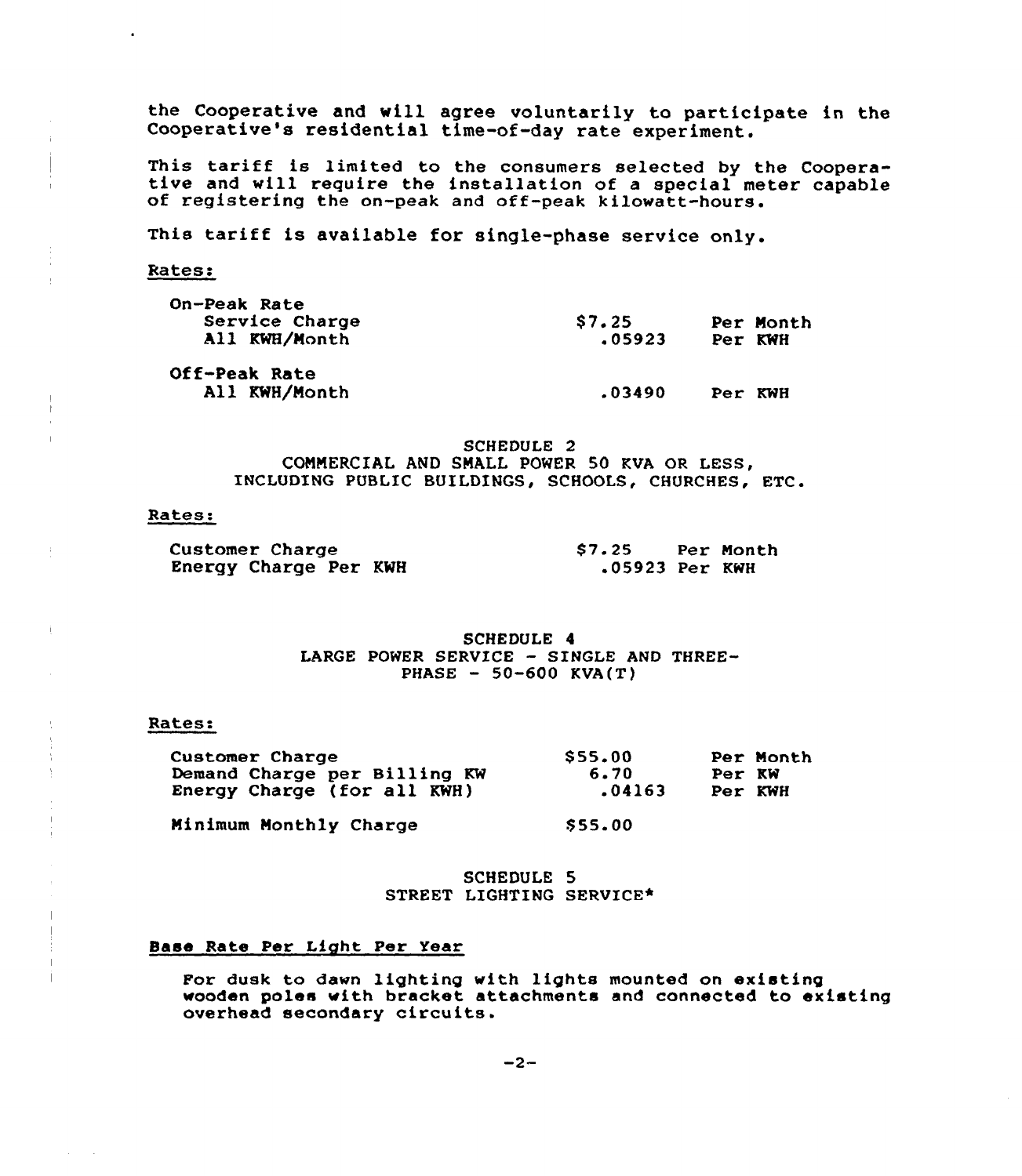the Cooperative and will agree voluntarily to participate in the Cooperative's residential time-of-day rate experiment.

This tariff is limited to the consumers selected by the Cooperative and will require the installation of a special meter capable of registering the on-peak and off-peak kilowatt-hours.

This tariff is available for single-phase service only.

Rates:

| | | |
|---|---|---|
| On-Peak Rate | | |
| Service Charge | $7.25 | Per Month |
| All KWH/Month | .05923 | Per KWH |
| Off-Peak Rate | | |
| All KWH/Month | .03490 | Per KWH |

## SCHEDULE 2
## COMMERCIAL AND SMALL POWER 50 KVA OR LESS, INCLUDING PUBLIC BUILDINGS, SCHOOLS, CHURCHES, ETC.

Rates:

| | | |
|---|---|---|
| Customer Charge | $7.25 | Per Month |
| Energy Charge Per KWH | .05923 | Per KWH |

## SCHEDULE 4
## LARGE POWER SERVICE - SINGLE AND THREE-PHASE - 50-600 KVA(T)

Rates:

| | | |
|---|---|---|
| Customer Charge | $55.00 | Per Month |
| Demand Charge per Billing KW | 6.70 | Per KW |
| Energy Charge (for all KWH) | .04163 | Per KWH |
| Minimum Monthly Charge | $55.00 | |

## SCHEDULE 5
## STREET LIGHTING SERVICE*

Base Rate Per Light Per Year

For dusk to dawn lighting with lights mounted on existing wooden poles with bracket attachments and connected to existing overhead secondary circuits.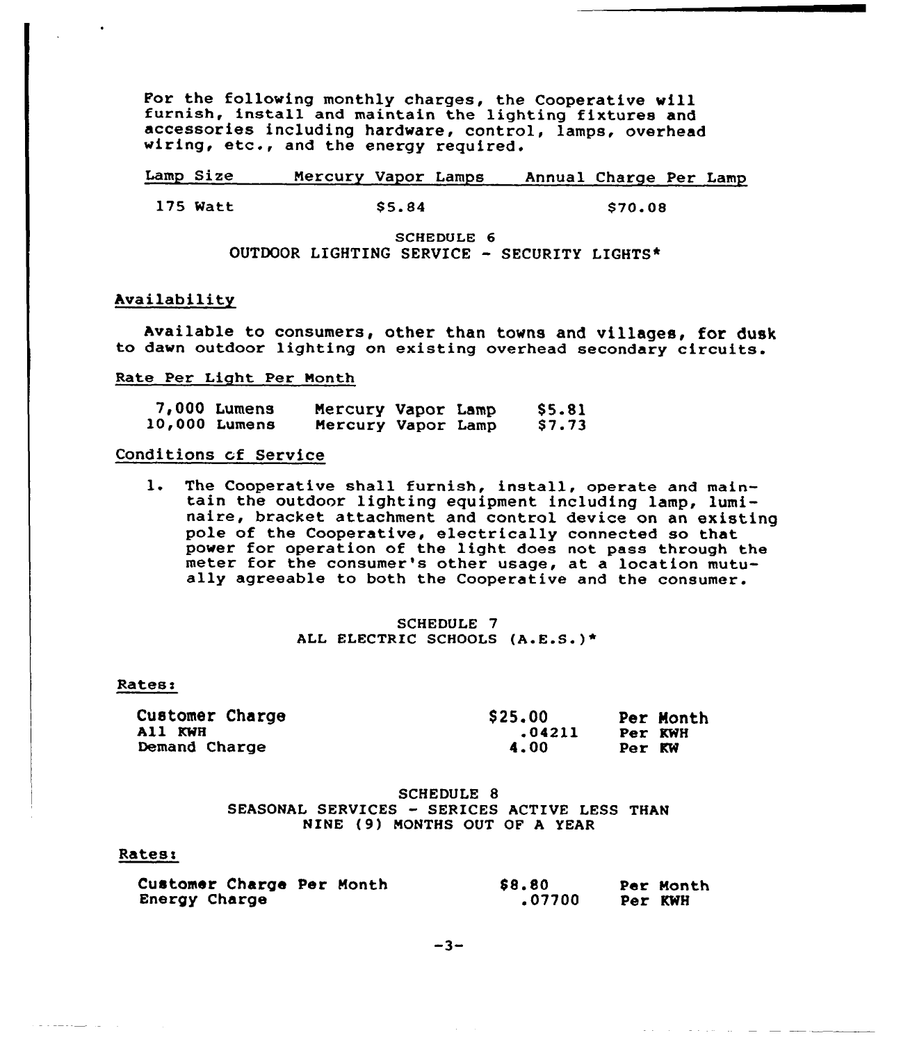For the following monthly charges, the Cooperative will furnish, install and maintain the lighting fixtures and accessories including hardware, control, lamps, overhead wiring, etc., and the energy required.

| Lamp Size | Mercury Vapor Lamps | Annual Charge Per Lamp |
|---|---|---|
| 175 Watt | $5.84 | $70.08 |

## SCHEDULE 6
## OUTDOOR LIGHTING SERVICE - SECURITY LIGHTS*

Availability

Available to consumers, other than towns and villages, for dusk to dawn outdoor lighting on existing overhead secondary circuits.

Rate Per Light Per Month

| | | |
|---|---|---|
| 7,000 Lumens | Mercury Vapor Lamp | $5.81 |
| 10,000 Lumens | Mercury Vapor Lamp | $7.73 |

Conditions of Service

1. The Cooperative shall furnish, install, operate and maintain the outdoor lighting equipment including lamp, luminaire, bracket attachment and control device on an existing pole of the Cooperative, electrically connected so that power for operation of the light does not pass through the meter for the consumer's other usage, at a location mutually agreeable to both the Cooperative and the consumer.

## SCHEDULE 7
## ALL ELECTRIC SCHOOLS (A.E.S.)*

Rates:

| | | |
|---|---|---|
| Customer Charge | $25.00 | Per Month |
| All KWH | .04211 | Per KWH |
| Demand Charge | 4.00 | Per KW |

## SCHEDULE 8
## SEASONAL SERVICES - SERICES ACTIVE LESS THAN NINE (9) MONTHS OUT OF A YEAR

Rates:

| | | |
|---|---|---|
| Customer Charge Per Month | $8.80 | Per Month |
| Energy Charge | .07700 | Per KWH |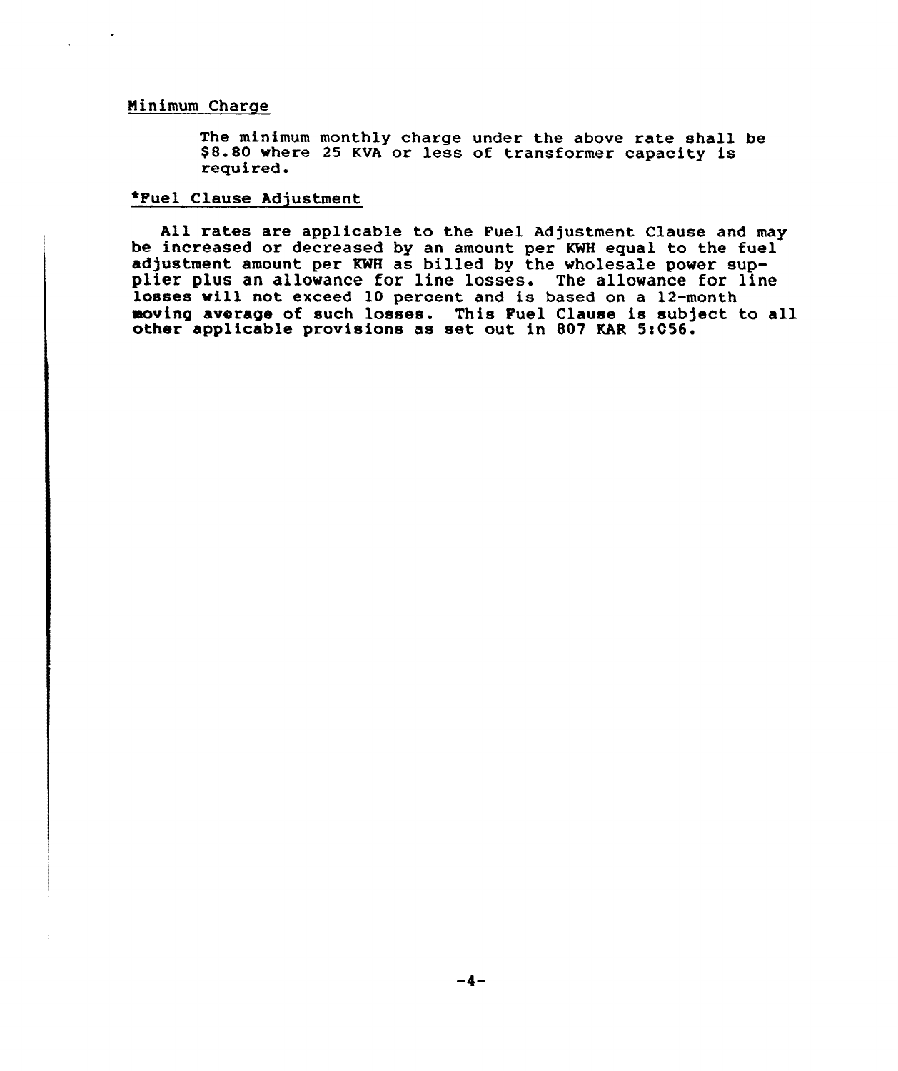## Minimum Charge

The minimum monthly charge under the above rate shall be $8.80 where 25 KVA or less of transformer capacity is required.

## *Fuel Clause Adjustment

All rates are applicable to the Fuel Adjustment Clause and may be increased or decreased by an amount per KWH equal to the fuel adjustment amount per KWH as billed by the wholesale power supplier plus an allowance for line losses. The allowance for line losses will not exceed 10 percent and is based on a 12-month moving average of such losses. This Fuel Clause is subject to all other applicable provisions as set out in 807 KAR 5:056.